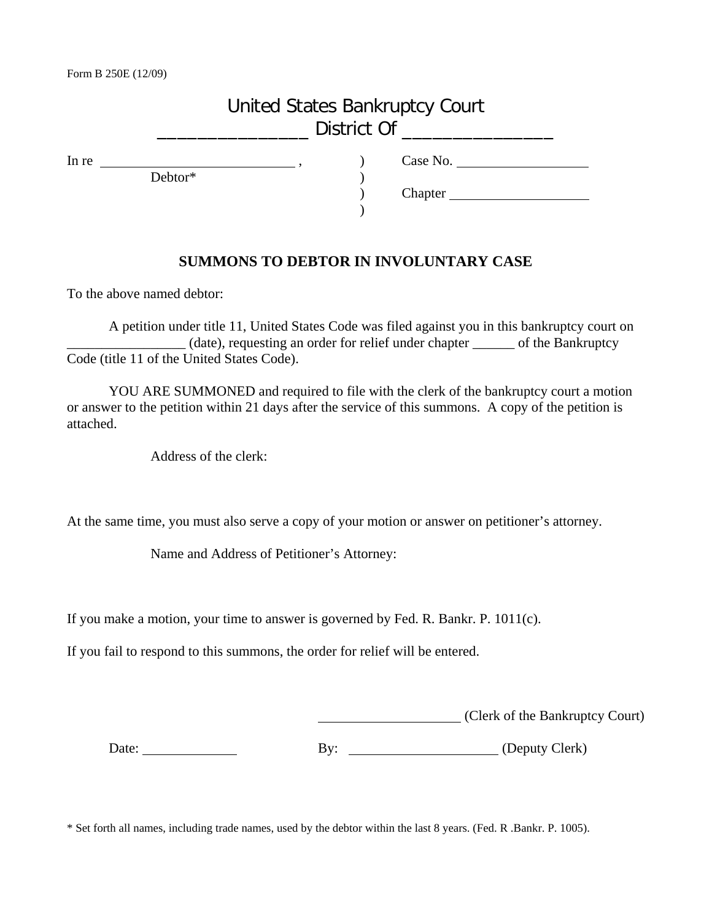Form B 250E (12/09)

# United States Bankruptcy Court
## _______________ District Of _______________

| | | |
|---|---|---|
| In re ____________________________ , | ) | Case No. __________________ |
| Debtor* | ) | |
| | ) | Chapter ___________________ |
| | ) | |

## SUMMONS TO DEBTOR IN INVOLUNTARY CASE

To the above named debtor:

A petition under title 11, United States Code was filed against you in this bankruptcy court on ________________ (date), requesting an order for relief under chapter ______ of the Bankruptcy Code (title 11 of the United States Code).

YOU ARE SUMMONED and required to file with the clerk of the bankruptcy court a motion or answer to the petition within 21 days after the service of this summons. A copy of the petition is attached.

Address of the clerk:

At the same time, you must also serve a copy of your motion or answer on petitioner's attorney.

Name and Address of Petitioner's Attorney:

If you make a motion, your time to answer is governed by Fed. R. Bankr. P. 1011(c).

If you fail to respond to this summons, the order for relief will be entered.

____________________ (Clerk of the Bankruptcy Court)

Date: ____________ By: ______________________ (Deputy Clerk)

* Set forth all names, including trade names, used by the debtor within the last 8 years. (Fed. R .Bankr. P. 1005).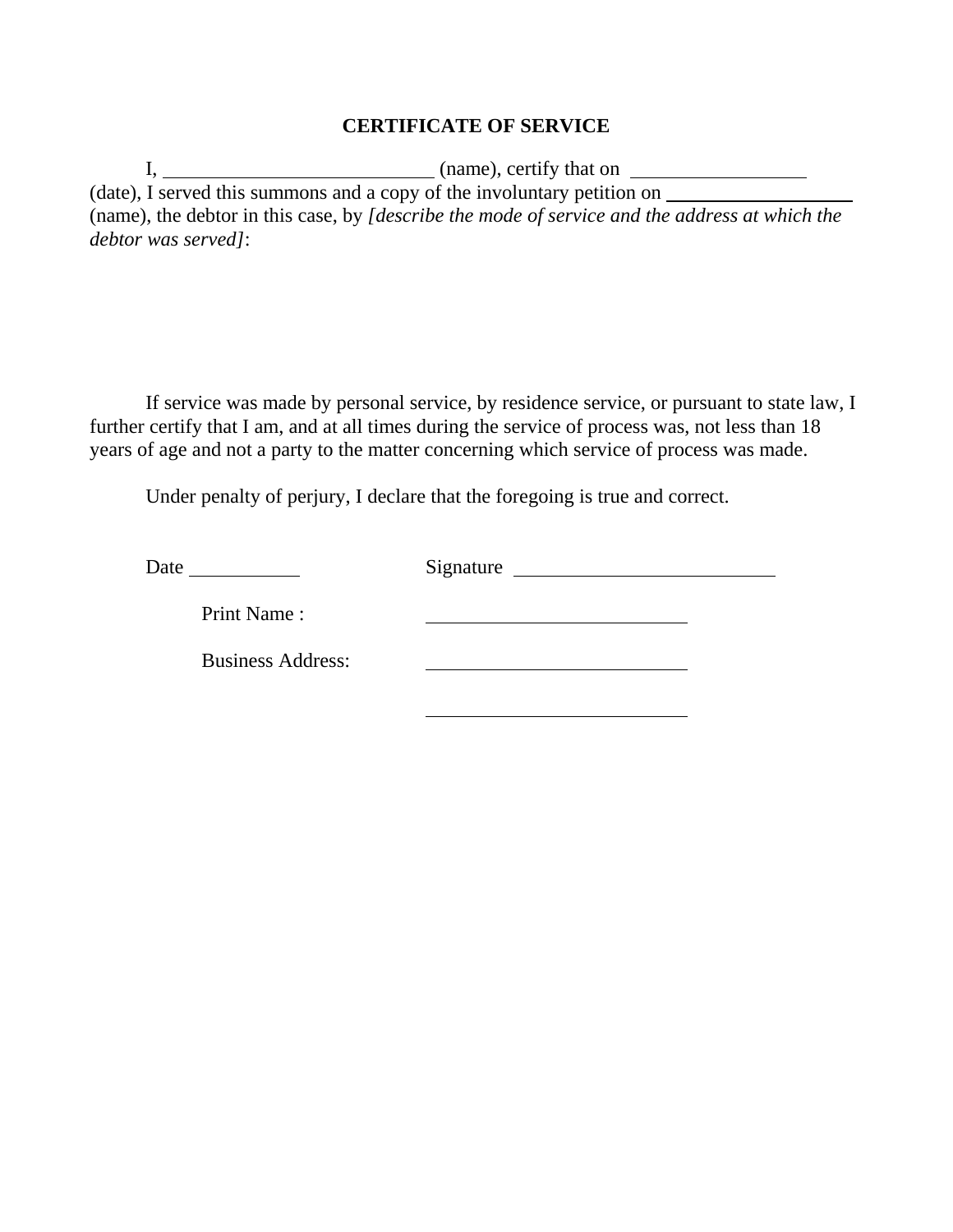**CERTIFICATE OF SERVICE**

I, ____________________________ (name), certify that on __________________ (date), I served this summons and a copy of the involuntary petition on ____________________ (name), the debtor in this case, by *[describe the mode of service and the address at which the debtor was served]*:

If service was made by personal service, by residence service, or pursuant to state law, I further certify that I am, and at all times during the service of process was, not less than 18 years of age and not a party to the matter concerning which service of process was made.

Under penalty of perjury, I declare that the foregoing is true and correct.

Date ____________ Signature ____________________________

Print Name : ____________________________

Business Address: ____________________________

____________________________